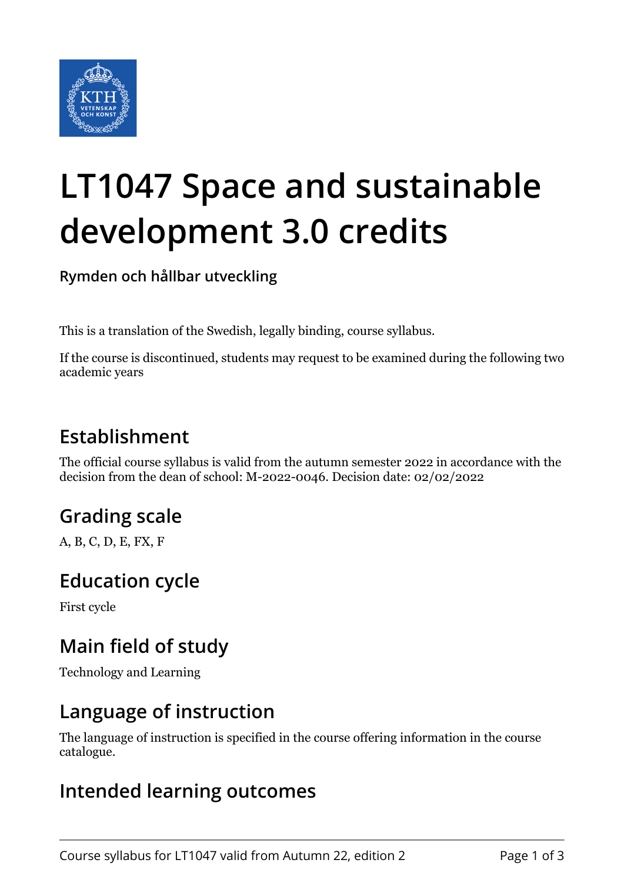# LT1047 Space and sustainable development 3.0 credits

**Rymden och hållbar utveckling**

This is a translation of the Swedish, legally binding, course syllabus.

If the course is discontinued, students may request to be examined during the following two academic years

## Establishment

The official course syllabus is valid from the autumn semester 2022 in accordance with the decision from the dean of school: M-2022-0046. Decision date: 02/02/2022

## Grading scale

A, B, C, D, E, FX, F

## Education cycle

First cycle

## Main field of study

Technology and Learning

## Language of instruction

The language of instruction is specified in the course offering information in the course catalogue.

## Intended learning outcomes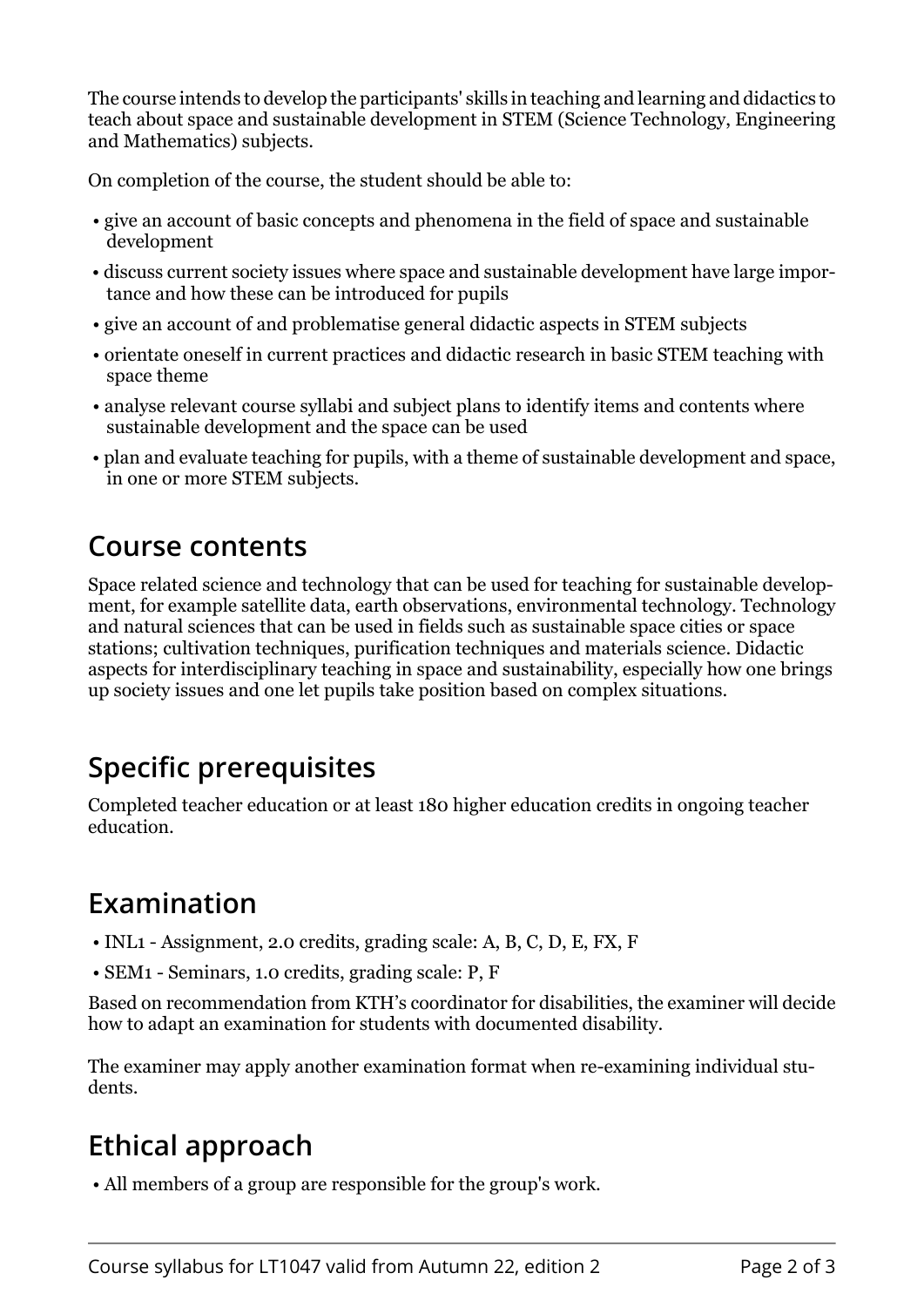The course intends to develop the participants' skills in teaching and learning and didactics to teach about space and sustainable development in STEM (Science Technology, Engineering and Mathematics) subjects.

On completion of the course, the student should be able to:

- give an account of basic concepts and phenomena in the field of space and sustainable development
- discuss current society issues where space and sustainable development have large importance and how these can be introduced for pupils
- give an account of and problematise general didactic aspects in STEM subjects
- orientate oneself in current practices and didactic research in basic STEM teaching with space theme
- analyse relevant course syllabi and subject plans to identify items and contents where sustainable development and the space can be used
- plan and evaluate teaching for pupils, with a theme of sustainable development and space, in one or more STEM subjects.

## Course contents

Space related science and technology that can be used for teaching for sustainable development, for example satellite data, earth observations, environmental technology. Technology and natural sciences that can be used in fields such as sustainable space cities or space stations; cultivation techniques, purification techniques and materials science. Didactic aspects for interdisciplinary teaching in space and sustainability, especially how one brings up society issues and one let pupils take position based on complex situations.

## Specific prerequisites

Completed teacher education or at least 180 higher education credits in ongoing teacher education.

## Examination

- INL1 - Assignment, 2.0 credits, grading scale: A, B, C, D, E, FX, F
- SEM1 - Seminars, 1.0 credits, grading scale: P, F

Based on recommendation from KTH's coordinator for disabilities, the examiner will decide how to adapt an examination for students with documented disability.

The examiner may apply another examination format when re-examining individual students.

## Ethical approach

- All members of a group are responsible for the group's work.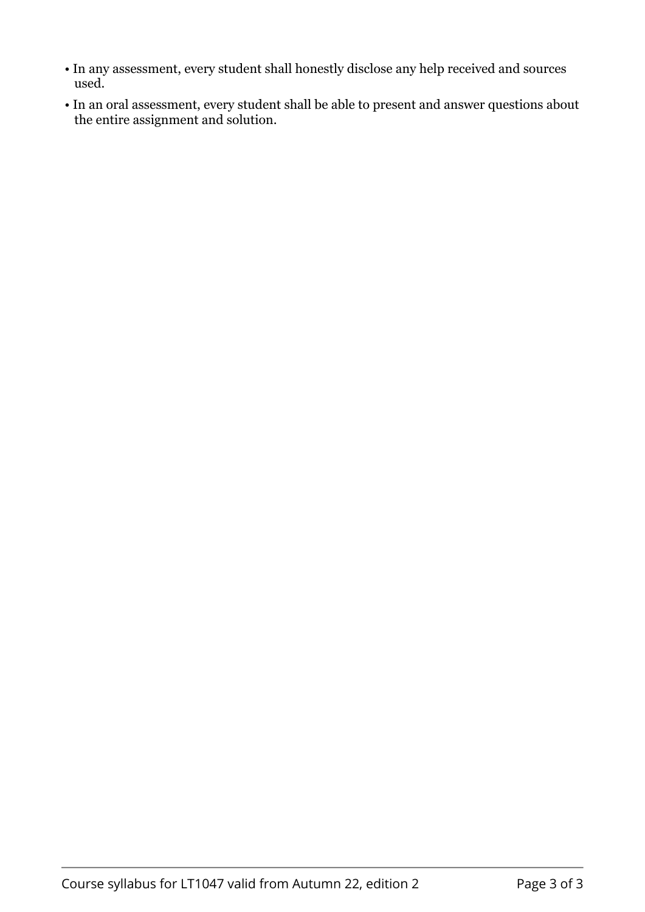- In any assessment, every student shall honestly disclose any help received and sources used.
- In an oral assessment, every student shall be able to present and answer questions about the entire assignment and solution.